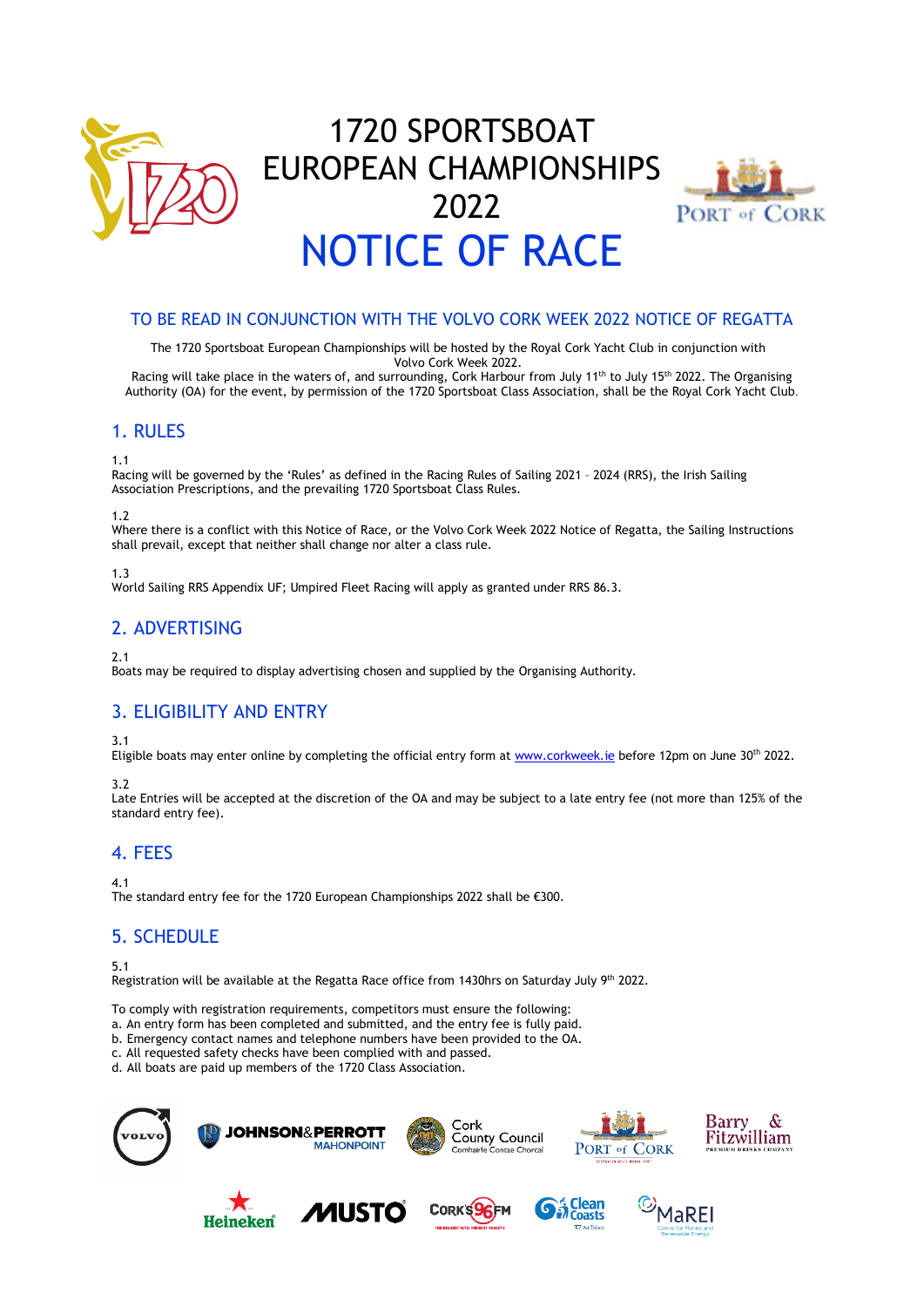# 1720 SPORTSBOAT EUROPEAN CHAMPIONSHIPS 2022

# NOTICE OF RACE

## TO BE READ IN CONJUNCTION WITH THE VOLVO CORK WEEK 2022 NOTICE OF REGATTA

The 1720 Sportsboat European Championships will be hosted by the Royal Cork Yacht Club in conjunction with Volvo Cork Week 2022.

Racing will take place in the waters of, and surrounding, Cork Harbour from July 11th to July 15th 2022. The Organising Authority (OA) for the event, by permission of the 1720 Sportsboat Class Association, shall be the Royal Cork Yacht Club.

## 1. RULES

1.1
Racing will be governed by the 'Rules' as defined in the Racing Rules of Sailing 2021 – 2024 (RRS), the Irish Sailing Association Prescriptions, and the prevailing 1720 Sportsboat Class Rules.

1.2
Where there is a conflict with this Notice of Race, or the Volvo Cork Week 2022 Notice of Regatta, the Sailing Instructions shall prevail, except that neither shall change nor alter a class rule.

1.3
World Sailing RRS Appendix UF; Umpired Fleet Racing will apply as granted under RRS 86.3.

## 2. ADVERTISING

2.1
Boats may be required to display advertising chosen and supplied by the Organising Authority.

## 3. ELIGIBILITY AND ENTRY

3.1
Eligible boats may enter online by completing the official entry form at www.corkweek.ie before 12pm on June 30th 2022.

3.2
Late Entries will be accepted at the discretion of the OA and may be subject to a late entry fee (not more than 125% of the standard entry fee).

## 4. FEES

4.1
The standard entry fee for the 1720 European Championships 2022 shall be €300.

## 5. SCHEDULE

5.1
Registration will be available at the Regatta Race office from 1430hrs on Saturday July 9th 2022.

To comply with registration requirements, competitors must ensure the following:

a. An entry form has been completed and submitted, and the entry fee is fully paid.
b. Emergency contact names and telephone numbers have been provided to the OA.
c. All requested safety checks have been complied with and passed.
d. All boats are paid up members of the 1720 Class Association.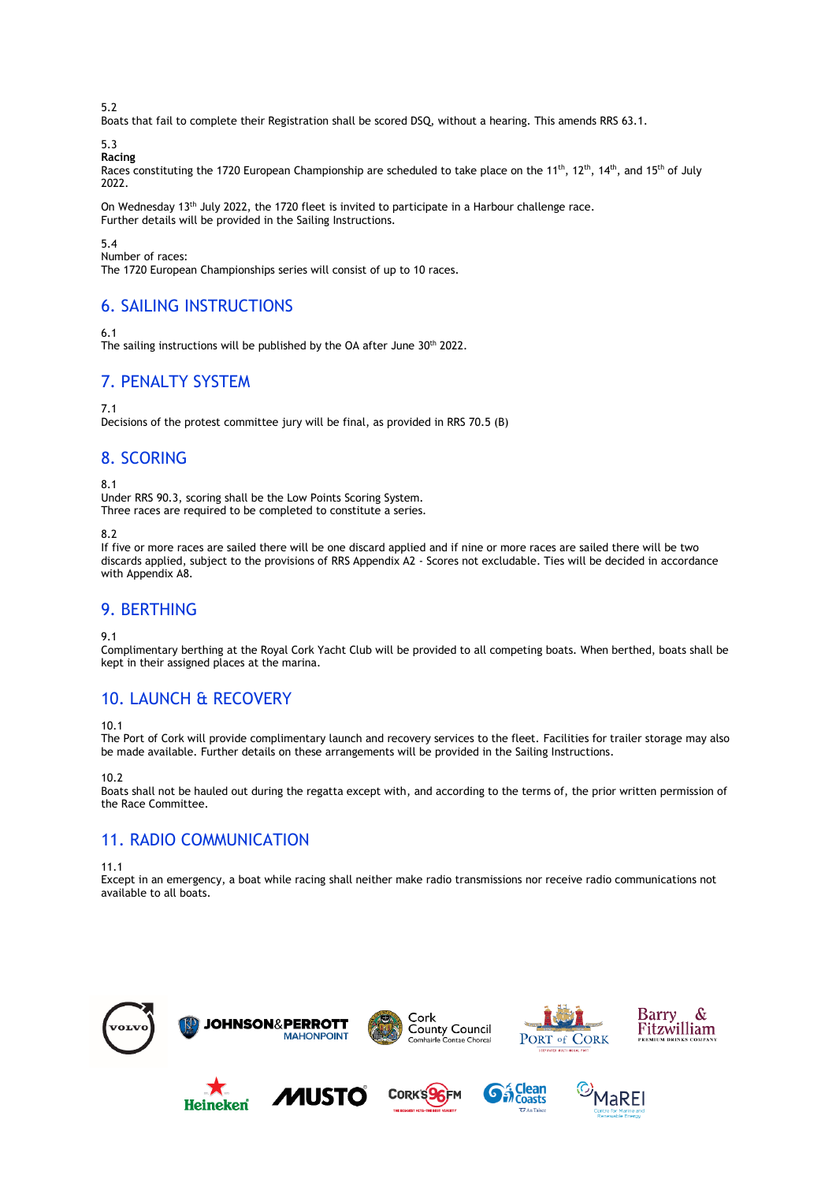5.2
Boats that fail to complete their Registration shall be scored DSQ, without a hearing. This amends RRS 63.1.

5.3
**Racing**
Races constituting the 1720 European Championship are scheduled to take place on the 11th, 12th, 14th, and 15th of July 2022.

On Wednesday 13th July 2022, the 1720 fleet is invited to participate in a Harbour challenge race.
Further details will be provided in the Sailing Instructions.

5.4
Number of races:
The 1720 European Championships series will consist of up to 10 races.

## 6. SAILING INSTRUCTIONS

6.1
The sailing instructions will be published by the OA after June 30th 2022.

## 7. PENALTY SYSTEM

7.1
Decisions of the protest committee jury will be final, as provided in RRS 70.5 (B)

## 8. SCORING

8.1
Under RRS 90.3, scoring shall be the Low Points Scoring System.
Three races are required to be completed to constitute a series.

8.2
If five or more races are sailed there will be one discard applied and if nine or more races are sailed there will be two discards applied, subject to the provisions of RRS Appendix A2 - Scores not excludable. Ties will be decided in accordance with Appendix A8.

## 9. BERTHING

9.1
Complimentary berthing at the Royal Cork Yacht Club will be provided to all competing boats. When berthed, boats shall be kept in their assigned places at the marina.

## 10. LAUNCH & RECOVERY

10.1
The Port of Cork will provide complimentary launch and recovery services to the fleet. Facilities for trailer storage may also be made available. Further details on these arrangements will be provided in the Sailing Instructions.

10.2
Boats shall not be hauled out during the regatta except with, and according to the terms of, the prior written permission of the Race Committee.

## 11. RADIO COMMUNICATION

11.1
Except in an emergency, a boat while racing shall neither make radio transmissions nor receive radio communications not available to all boats.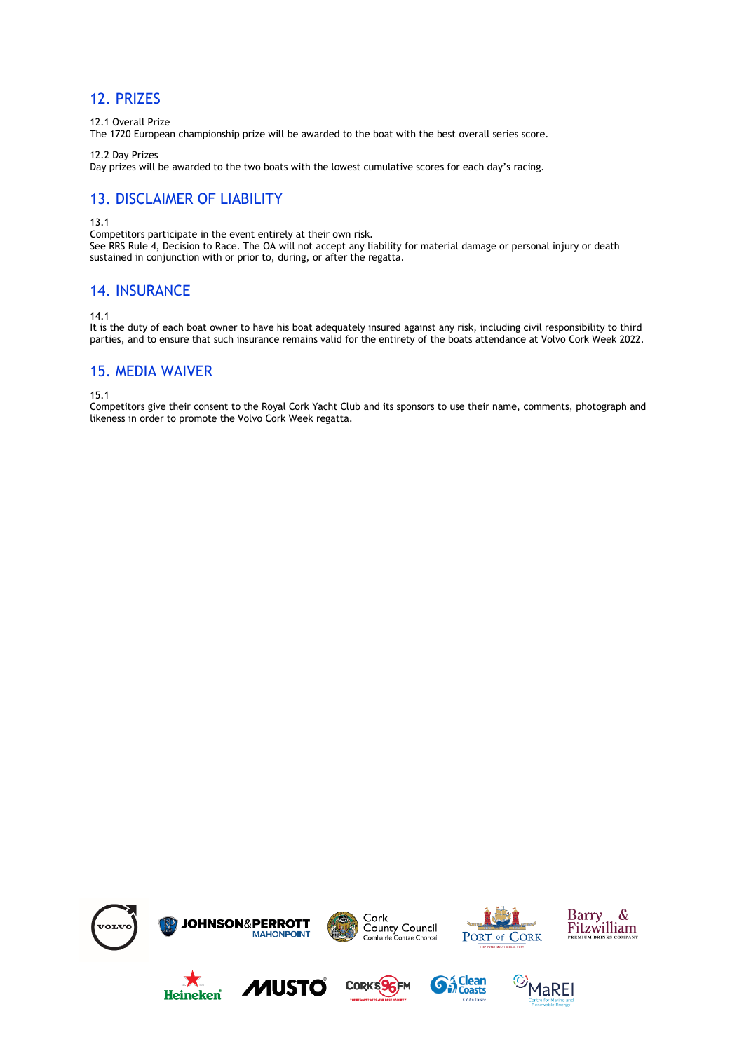## 12. PRIZES

12.1 Overall Prize
The 1720 European championship prize will be awarded to the boat with the best overall series score.

12.2 Day Prizes
Day prizes will be awarded to the two boats with the lowest cumulative scores for each day's racing.

## 13. DISCLAIMER OF LIABILITY

13.1
Competitors participate in the event entirely at their own risk.
See RRS Rule 4, Decision to Race. The OA will not accept any liability for material damage or personal injury or death sustained in conjunction with or prior to, during, or after the regatta.

## 14. INSURANCE

14.1
It is the duty of each boat owner to have his boat adequately insured against any risk, including civil responsibility to third parties, and to ensure that such insurance remains valid for the entirety of the boats attendance at Volvo Cork Week 2022.

## 15. MEDIA WAIVER

15.1
Competitors give their consent to the Royal Cork Yacht Club and its sponsors to use their name, comments, photograph and likeness in order to promote the Volvo Cork Week regatta.